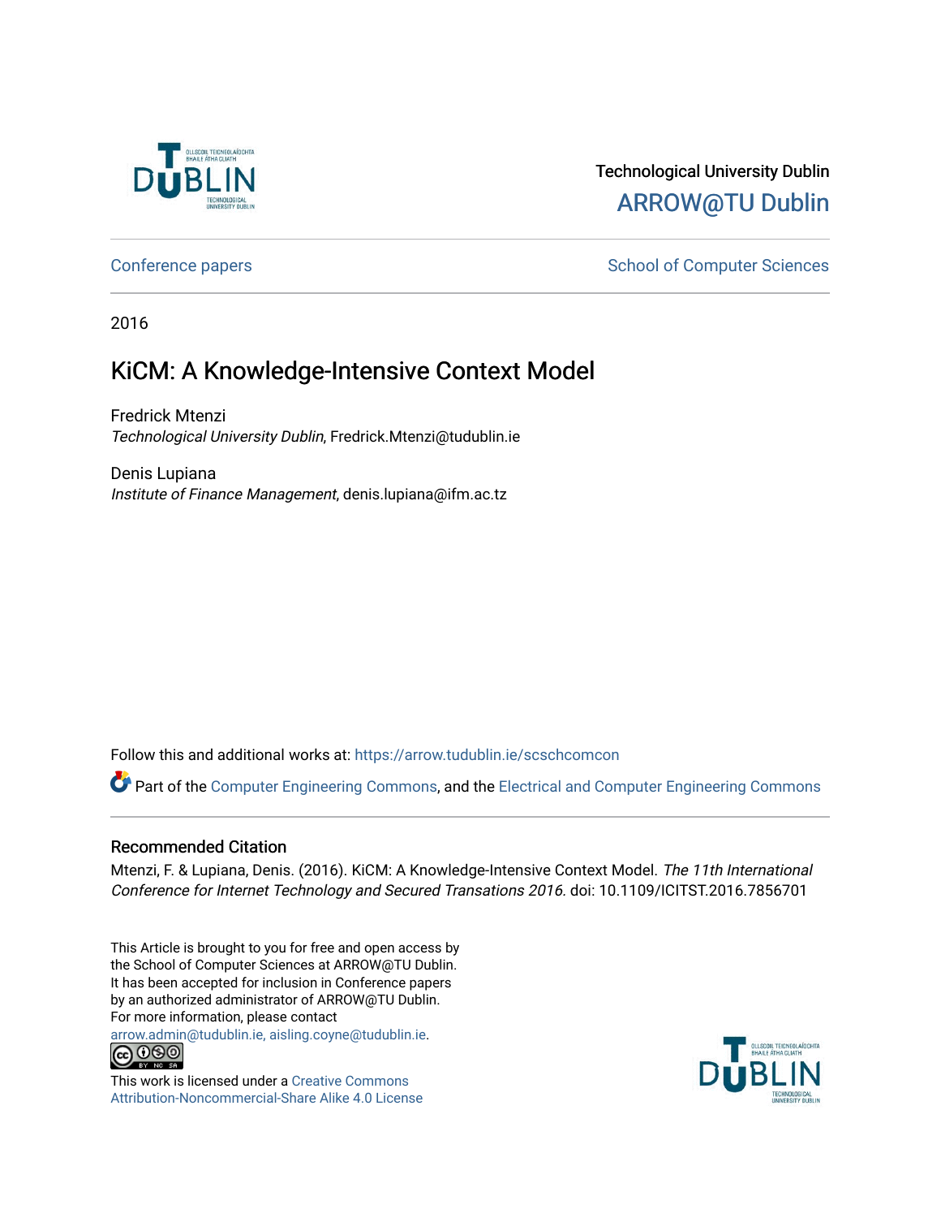Technological University Dublin

ARROW@TU Dublin

Conference papers

School of Computer Sciences

2016

# KiCM: A Knowledge-Intensive Context Model

Fredrick Mtenzi
*Technological University Dublin*, Fredrick.Mtenzi@tudublin.ie

Denis Lupiana
*Institute of Finance Management*, denis.lupiana@ifm.ac.tz

Follow this and additional works at: https://arrow.tudublin.ie/scschcomcon

Part of the Computer Engineering Commons, and the Electrical and Computer Engineering Commons

## Recommended Citation

Mtenzi, F. & Lupiana, Denis. (2016). KiCM: A Knowledge-Intensive Context Model. *The 11th International Conference for Internet Technology and Secured Transations 2016.* doi: 10.1109/ICITST.2016.7856701

This Article is brought to you for free and open access by the School of Computer Sciences at ARROW@TU Dublin. It has been accepted for inclusion in Conference papers by an authorized administrator of ARROW@TU Dublin. For more information, please contact arrow.admin@tudublin.ie, aisling.coyne@tudublin.ie.

This work is licensed under a Creative Commons Attribution-Noncommercial-Share Alike 4.0 License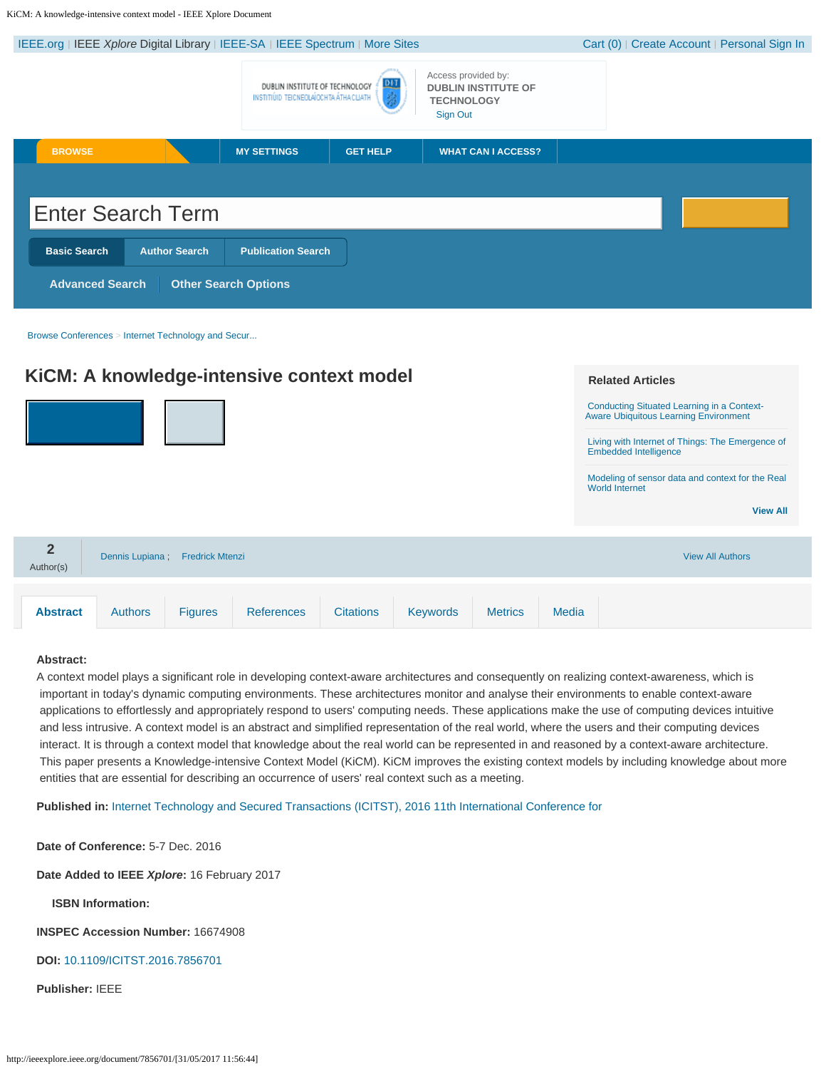# KiCM: A knowledge-intensive context model

2 Author(s)

Dennis Lupiana ; Fredrick Mtenzi

**Abstract:**

A context model plays a significant role in developing context-aware architectures and consequently on realizing context-awareness, which is important in today's dynamic computing environments. These architectures monitor and analyse their environments to enable context-aware applications to effortlessly and appropriately respond to users' computing needs. These applications make the use of computing devices intuitive and less intrusive. A context model is an abstract and simplified representation of the real world, where the users and their computing devices interact. It is through a context model that knowledge about the real world can be represented in and reasoned by a context-aware architecture. This paper presents a Knowledge-intensive Context Model (KiCM). KiCM improves the existing context models by including knowledge about more entities that are essential for describing an occurrence of users' real context such as a meeting.

**Published in:** Internet Technology and Secured Transactions (ICITST), 2016 11th International Conference for

**Date of Conference:** 5-7 Dec. 2016

**Date Added to IEEE *Xplore*:** 16 February 2017

**ISBN Information:**

**INSPEC Accession Number:** 16674908

**DOI:** 10.1109/ICITST.2016.7856701

**Publisher:** IEEE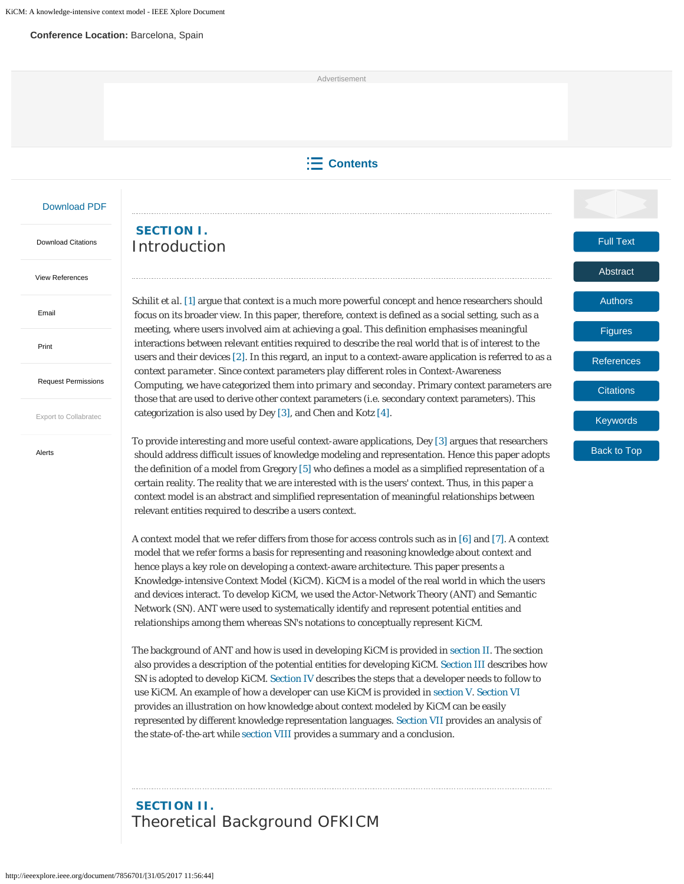**Conference Location:** Barcelona, Spain

## SECTION I. Introduction

Schilit et al. [1] argue that context is a much more powerful concept and hence researchers should focus on its broader view. In this paper, therefore, context is defined as a social setting, such as a meeting, where users involved aim at achieving a goal. This definition emphasises meaningful interactions between relevant entities required to describe the real world that is of interest to the users and their devices [2]. In this regard, an input to a context-aware application is referred to as a context *parameter*. Since context parameters play different roles in Context-Awareness Computing, we have categorized them into *primary* and *seconday*. Primary context parameters are those that are used to derive other context parameters (i.e. secondary context parameters). This categorization is also used by Dey [3], and Chen and Kotz [4].

To provide interesting and more useful context-aware applications, Dey [3] argues that researchers should address difficult issues of knowledge modeling and representation. Hence this paper adopts the definition of a model from Gregory [5] who defines a model as a simplified representation of a certain reality. The reality that we are interested with is the users' context. Thus, in this paper a context model is an abstract and simplified representation of meaningful relationships between relevant entities required to describe a users context.

A context model that we refer differs from those for access controls such as in [6] and [7]. A context model that we refer forms a basis for representing and reasoning knowledge about context and hence plays a key role on developing a context-aware architecture. This paper presents a Knowledge-intensive Context Model (KiCM). KiCM is a model of the real world in which the users and devices interact. To develop KiCM, we used the Actor-Network Theory (ANT) and Semantic Network (SN). ANT were used to systematically identify and represent potential entities and relationships among them whereas SN's notations to conceptually represent KiCM.

The background of ANT and how is used in developing KiCM is provided in section II. The section also provides a description of the potential entities for developing KiCM. Section III describes how SN is adopted to develop KiCM. Section IV describes the steps that a developer needs to follow to use KiCM. An example of how a developer can use KiCM is provided in section V. Section VI provides an illustration on how knowledge about context modeled by KiCM can be easily represented by different knowledge representation languages. Section VII provides an analysis of the state-of-the-art while section VIII provides a summary and a conclusion.

## SECTION II. Theoretical Background OFKICM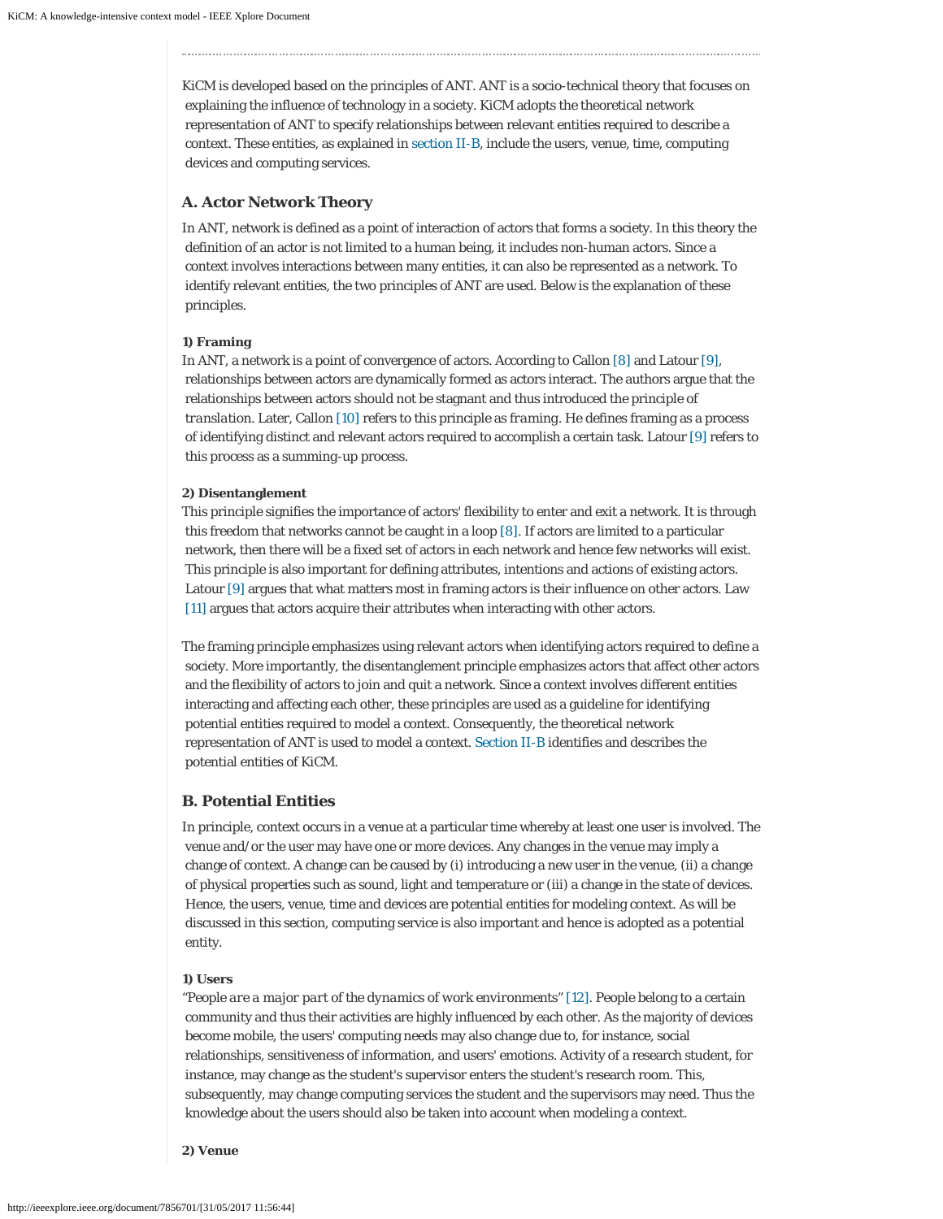KiCM is developed based on the principles of ANT. ANT is a socio-technical theory that focuses on explaining the influence of technology in a society. KiCM adopts the theoretical network representation of ANT to specify relationships between relevant entities required to describe a context. These entities, as explained in section II-B, include the users, venue, time, computing devices and computing services.

## A. Actor Network Theory

In ANT, network is defined as a point of interaction of actors that forms a society. In this theory the definition of an actor is not limited to a human being, it includes non-human actors. Since a context involves interactions between many entities, it can also be represented as a network. To identify relevant entities, the two principles of ANT are used. Below is the explanation of these principles.

#### 1) Framing

In ANT, a network is a point of convergence of actors. According to Callon [8] and Latour [9], relationships between actors are dynamically formed as actors interact. The authors argue that the relationships between actors should not be stagnant and thus introduced the principle of *translation*. Later, Callon [10] refers to this principle as *framing*. He defines framing as a process of identifying distinct and relevant actors required to accomplish a certain task. Latour [9] refers to this process as a summing-up process.

#### 2) Disentanglement

This principle signifies the importance of actors' flexibility to enter and exit a network. It is through this freedom that networks cannot be caught in a loop [8]. If actors are limited to a particular network, then there will be a fixed set of actors in each network and hence few networks will exist. This principle is also important for defining attributes, intentions and actions of existing actors. Latour [9] argues that what matters most in framing actors is their influence on other actors. Law [11] argues that actors acquire their attributes when interacting with other actors.

The framing principle emphasizes using relevant actors when identifying actors required to define a society. More importantly, the disentanglement principle emphasizes actors that affect other actors and the flexibility of actors to join and quit a network. Since a context involves different entities interacting and affecting each other, these principles are used as a guideline for identifying potential entities required to model a context. Consequently, the theoretical network representation of ANT is used to model a context. Section II-B identifies and describes the potential entities of KiCM.

## B. Potential Entities

In principle, context occurs in a venue at a particular time whereby at least one user is involved. The venue and/or the user may have one or more devices. Any changes in the venue may imply a change of context. A change can be caused by (i) introducing a new user in the venue, (ii) a change of physical properties such as sound, light and temperature or (iii) a change in the state of devices. Hence, the users, venue, time and devices are potential entities for modeling context. As will be discussed in this section, computing service is also important and hence is adopted as a potential entity.

#### 1) Users

"*People are a major part of the dynamics of work environments*" [12]. People belong to a certain community and thus their activities are highly influenced by each other. As the majority of devices become mobile, the users' computing needs may also change due to, for instance, social relationships, sensitiveness of information, and users' emotions. Activity of a research student, for instance, may change as the student's supervisor enters the student's research room. This, subsequently, may change computing services the student and the supervisors may need. Thus the knowledge about the users should also be taken into account when modeling a context.

#### 2) Venue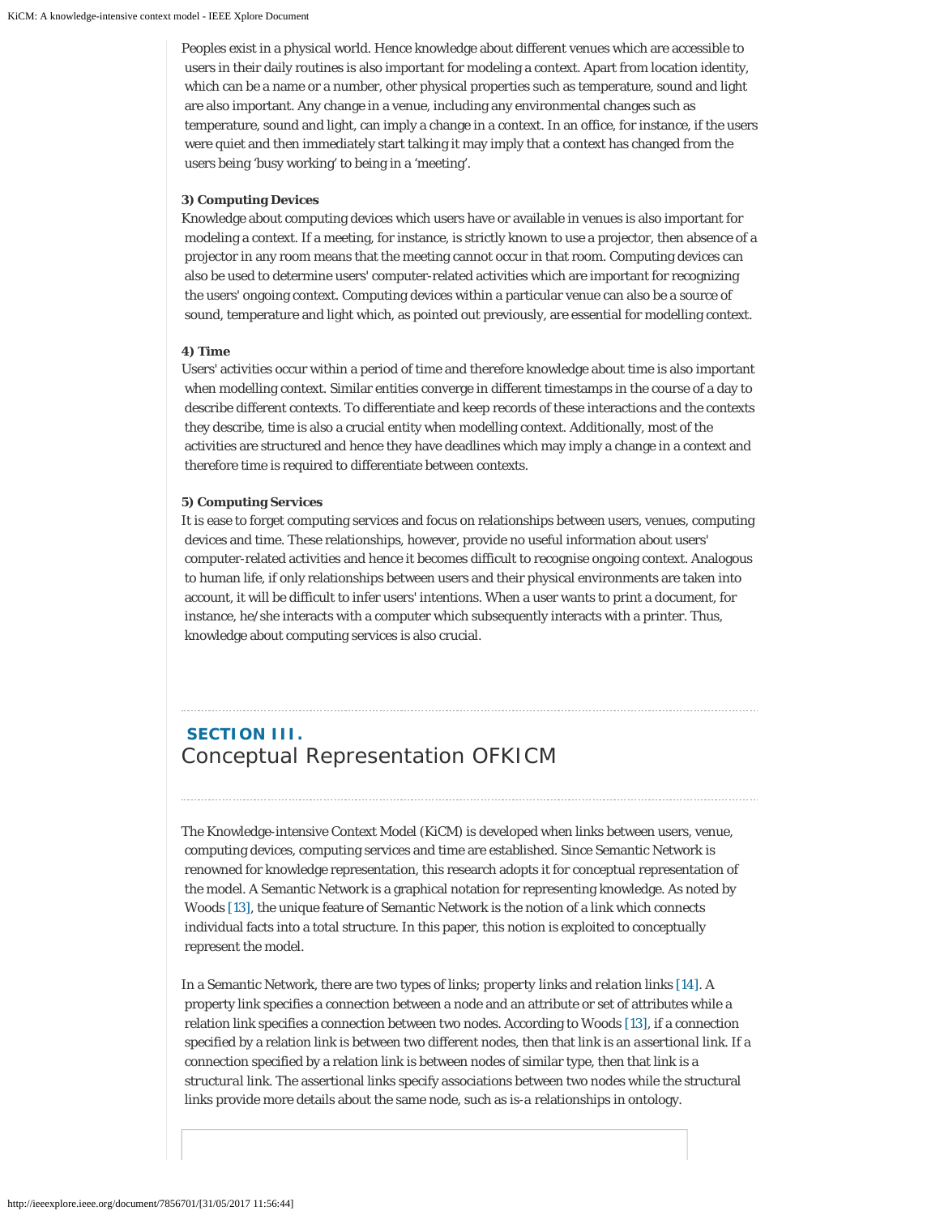Peoples exist in a physical world. Hence knowledge about different venues which are accessible to users in their daily routines is also important for modeling a context. Apart from location identity, which can be a name or a number, other physical properties such as temperature, sound and light are also important. Any change in a venue, including any environmental changes such as temperature, sound and light, can imply a change in a context. In an office, for instance, if the users were quiet and then immediately start talking it may imply that a context has changed from the users being 'busy working' to being in a 'meeting'.

#### 3) Computing Devices

Knowledge about computing devices which users have or available in venues is also important for modeling a context. If a meeting, for instance, is strictly known to use a projector, then absence of a projector in any room means that the meeting cannot occur in that room. Computing devices can also be used to determine users' computer-related activities which are important for recognizing the users' ongoing context. Computing devices within a particular venue can also be a source of sound, temperature and light which, as pointed out previously, are essential for modelling context.

#### 4) Time

Users' activities occur within a period of time and therefore knowledge about time is also important when modelling context. Similar entities converge in different timestamps in the course of a day to describe different contexts. To differentiate and keep records of these interactions and the contexts they describe, time is also a crucial entity when modelling context. Additionally, most of the activities are structured and hence they have deadlines which may imply a change in a context and therefore time is required to differentiate between contexts.

#### 5) Computing Services

It is ease to forget computing services and focus on relationships between users, venues, computing devices and time. These relationships, however, provide no useful information about users' computer-related activities and hence it becomes difficult to recognise ongoing context. Analogous to human life, if only relationships between users and their physical environments are taken into account, it will be difficult to infer users' intentions. When a user wants to print a document, for instance, he/she interacts with a computer which subsequently interacts with a printer. Thus, knowledge about computing services is also crucial.

## SECTION III. Conceptual Representation OFKICM

The Knowledge-intensive Context Model (KiCM) is developed when links between users, venue, computing devices, computing services and time are established. Since Semantic Network is renowned for knowledge representation, this research adopts it for conceptual representation of the model. A Semantic Network is a graphical notation for representing knowledge. As noted by Woods [13], the unique feature of Semantic Network is the notion of a link which connects individual facts into a total structure. In this paper, this notion is exploited to conceptually represent the model.

In a Semantic Network, there are two types of links; *property* links and *relation* links [14]. A property link specifies a connection between a node and an attribute or set of attributes while a relation link specifies a connection between two nodes. According to Woods [13], if a connection specified by a relation link is between two different nodes, then that link is an *assertional* link. If a connection specified by a relation link is between nodes of similar type, then that link is a *structural* link. The assertional links specify associations between two nodes while the structural links provide more details about the same node, such as is-a relationships in ontology.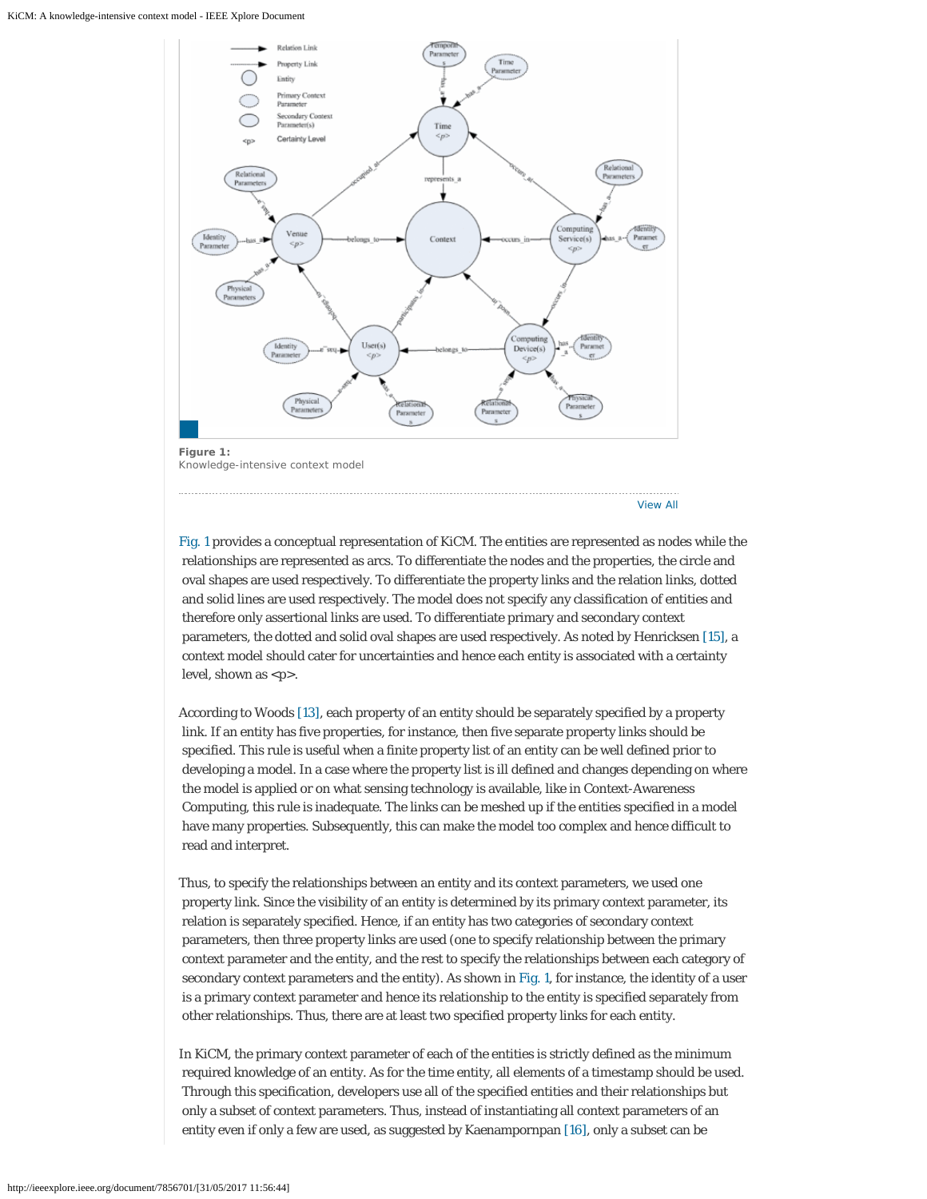**Figure 1:**
Knowledge-intensive context model

Fig. 1 provides a conceptual representation of KiCM. The entities are represented as nodes while the relationships are represented as arcs. To differentiate the nodes and the properties, the circle and oval shapes are used respectively. To differentiate the property links and the relation links, dotted and solid lines are used respectively. The model does not specify any classification of entities and therefore only assertional links are used. To differentiate primary and secondary context parameters, the dotted and solid oval shapes are used respectively. As noted by Henricksen [15], a context model should cater for uncertainties and hence each entity is associated with a certainty level, shown as <p>.

According to Woods [13], each property of an entity should be separately specified by a property link. If an entity has five properties, for instance, then five separate property links should be specified. This rule is useful when a finite property list of an entity can be well defined prior to developing a model. In a case where the property list is ill defined and changes depending on where the model is applied or on what sensing technology is available, like in Context-Awareness Computing, this rule is inadequate. The links can be meshed up if the entities specified in a model have many properties. Subsequently, this can make the model too complex and hence difficult to read and interpret.

Thus, to specify the relationships between an entity and its context parameters, we used one property link. Since the visibility of an entity is determined by its primary context parameter, its relation is separately specified. Hence, if an entity has two categories of secondary context parameters, then three property links are used (one to specify relationship between the primary context parameter and the entity, and the rest to specify the relationships between each category of secondary context parameters and the entity). As shown in Fig. 1, for instance, the identity of a user is a primary context parameter and hence its relationship to the entity is specified separately from other relationships. Thus, there are at least two specified property links for each entity.

In KiCM, the primary context parameter of each of the entities is strictly defined as the minimum required knowledge of an entity. As for the time entity, all elements of a timestamp should be used. Through this specification, developers use all of the specified entities and their relationships but only a subset of context parameters. Thus, instead of instantiating all context parameters of an entity even if only a few are used, as suggested by Kaenampornpan [16], only a subset can be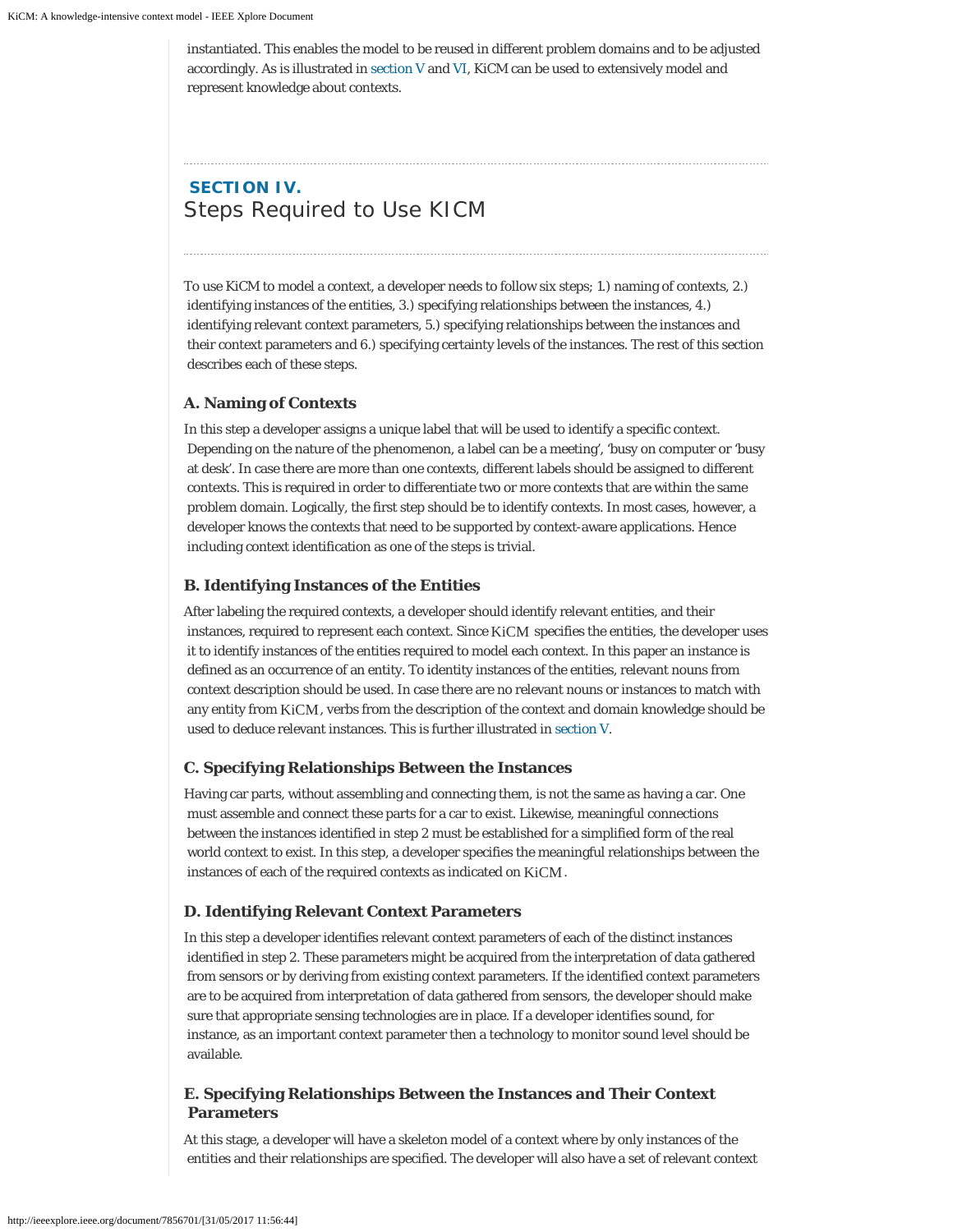instantiated. This enables the model to be reused in different problem domains and to be adjusted accordingly. As is illustrated in section V and VI, KiCM can be used to extensively model and represent knowledge about contexts.

## SECTION IV. Steps Required to Use KICM

To use KiCM to model a context, a developer needs to follow six steps; 1.) naming of contexts, 2.) identifying instances of the entities, 3.) specifying relationships between the instances, 4.) identifying relevant context parameters, 5.) specifying relationships between the instances and their context parameters and 6.) specifying certainty levels of the instances. The rest of this section describes each of these steps.

### A. Naming of Contexts

In this step a developer assigns a unique label that will be used to identify a specific context. Depending on the nature of the phenomenon, a label can be a meeting', 'busy on computer or 'busy at desk'. In case there are more than one contexts, different labels should be assigned to different contexts. This is required in order to differentiate two or more contexts that are within the same problem domain. Logically, the first step should be to identify contexts. In most cases, however, a developer knows the contexts that need to be supported by context-aware applications. Hence including context identification as one of the steps is trivial.

### B. Identifying Instances of the Entities

After labeling the required contexts, a developer should identify relevant entities, and their instances, required to represent each context. Since KiCM specifies the entities, the developer uses it to identify instances of the entities required to model each context. In this paper an instance is defined as an occurrence of an entity. To identity instances of the entities, relevant nouns from context description should be used. In case there are no relevant nouns or instances to match with any entity from KiCM, verbs from the description of the context and domain knowledge should be used to deduce relevant instances. This is further illustrated in section V.

### C. Specifying Relationships Between the Instances

Having car parts, without assembling and connecting them, is not the same as having a car. One must assemble and connect these parts for a car to exist. Likewise, meaningful connections between the instances identified in step 2 must be established for a simplified form of the real world context to exist. In this step, a developer specifies the meaningful relationships between the instances of each of the required contexts as indicated on KiCM.

### D. Identifying Relevant Context Parameters

In this step a developer identifies relevant context parameters of each of the distinct instances identified in step 2. These parameters might be acquired from the interpretation of data gathered from sensors or by deriving from existing context parameters. If the identified context parameters are to be acquired from interpretation of data gathered from sensors, the developer should make sure that appropriate sensing technologies are in place. If a developer identifies sound, for instance, as an important context parameter then a technology to monitor sound level should be available.

### E. Specifying Relationships Between the Instances and Their Context Parameters

At this stage, a developer will have a skeleton model of a context where by only instances of the entities and their relationships are specified. The developer will also have a set of relevant context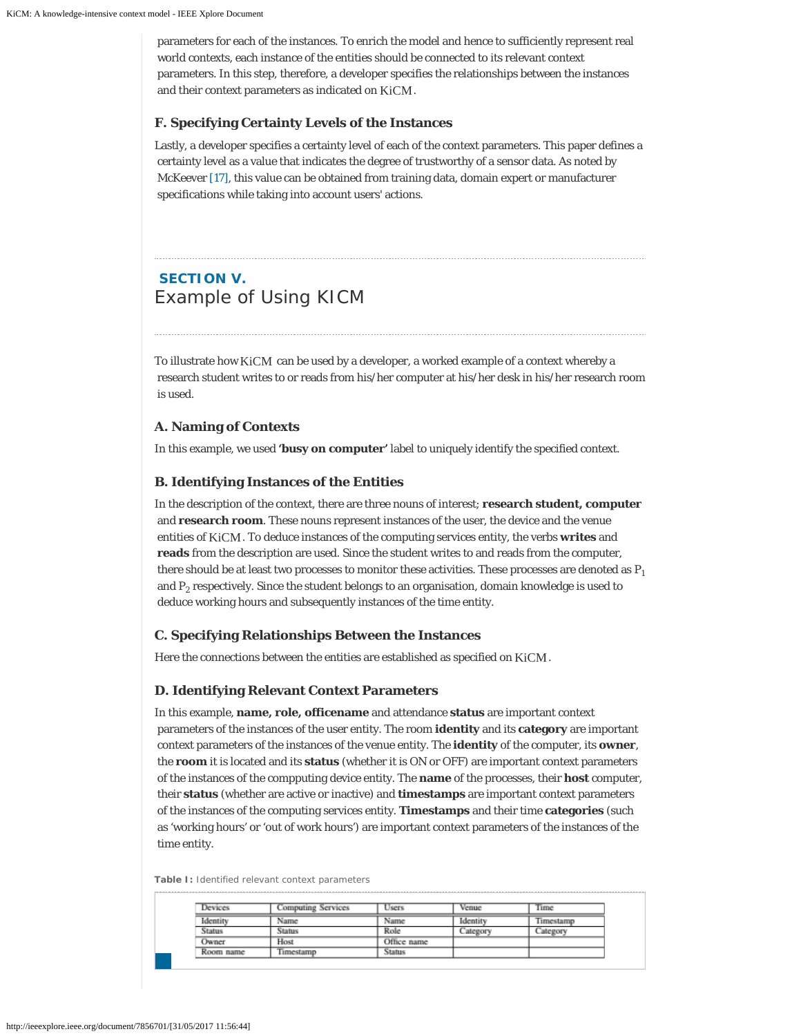parameters for each of the instances. To enrich the model and hence to sufficiently represent real world contexts, each instance of the entities should be connected to its relevant context parameters. In this step, therefore, a developer specifies the relationships between the instances and their context parameters as indicated on KiCM.

### F. Specifying Certainty Levels of the Instances

Lastly, a developer specifies a certainty level of each of the context parameters. This paper defines a certainty level as a value that indicates the degree of trustworthy of a sensor data. As noted by McKeever [17], this value can be obtained from training data, domain expert or manufacturer specifications while taking into account users' actions.

## SECTION V. Example of Using KICM

To illustrate how KiCM can be used by a developer, a worked example of a context whereby a research student writes to or reads from his/her computer at his/her desk in his/her research room is used.

### A. Naming of Contexts

In this example, we used **'busy on computer'** label to uniquely identify the specified context.

### B. Identifying Instances of the Entities

In the description of the context, there are three nouns of interest; **research student, computer** and **research room**. These nouns represent instances of the user, the device and the venue entities of KiCM. To deduce instances of the computing services entity, the verbs **writes** and **reads** from the description are used. Since the student writes to and reads from the computer, there should be at least two processes to monitor these activities. These processes are denoted as $P_1$ and $P_2$ respectively. Since the student belongs to an organisation, domain knowledge is used to deduce working hours and subsequently instances of the time entity.

### C. Specifying Relationships Between the Instances

Here the connections between the entities are established as specified on KiCM.

### D. Identifying Relevant Context Parameters

In this example, **name, role, officename** and attendance **status** are important context parameters of the instances of the user entity. The room **identity** and its **category** are important context parameters of the instances of the venue entity. The **identity** of the computer, its **owner**, the **room** it is located and its **status** (whether it is ON or OFF) are important context parameters of the instances of the comppuing device entity. The **name** of the processes, their **host** computer, their **status** (whether are active or inactive) and **timestamps** are important context parameters of the instances of the computing services entity. **Timestamps** and their time **categories** (such as 'working hours' or 'out of work hours') are important context parameters of the instances of the time entity.

**Table I:** Identified relevant context parameters

| Devices | Computing Services | Users | Venue | Time |
|---|---|---|---|---|
| Identity | Name | Name | Identity | Timestamp |
| Status | Status | Role | Category | Category |
| Owner | Host | Office name | | |
| Room name | Timestamp | Status | | |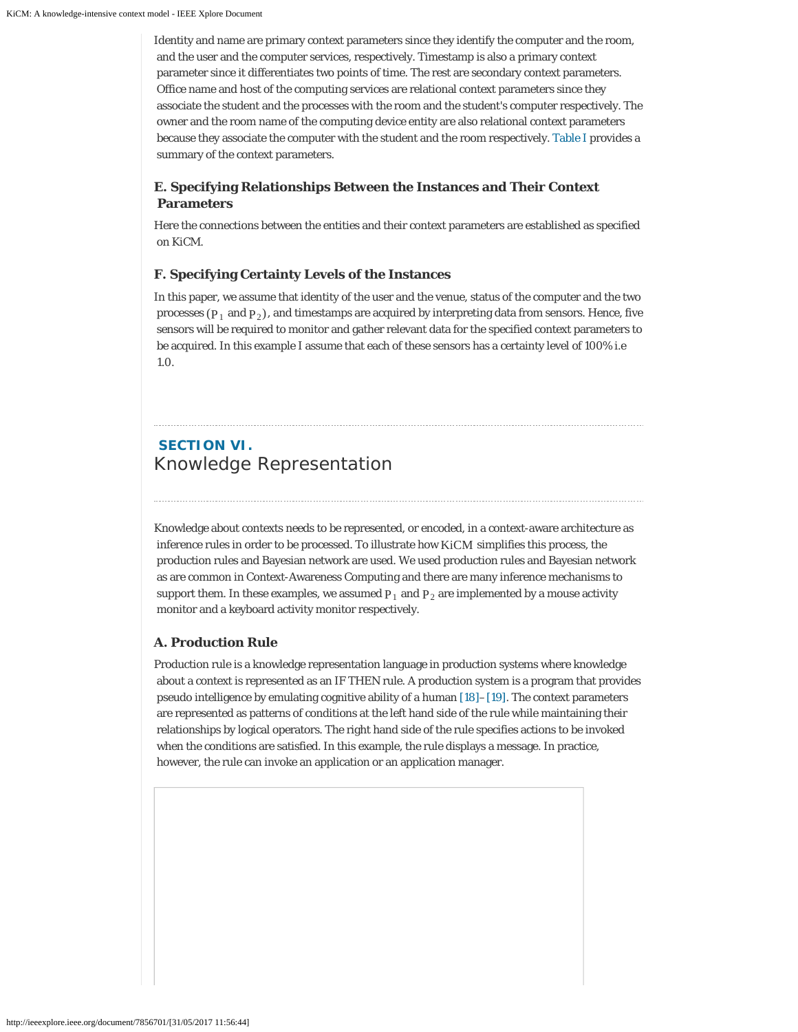Identity and name are primary context parameters since they identify the computer and the room, and the user and the computer services, respectively. Timestamp is also a primary context parameter since it differentiates two points of time. The rest are secondary context parameters. Office name and host of the computing services are relational context parameters since they associate the student and the processes with the room and the student's computer respectively. The owner and the room name of the computing device entity are also relational context parameters because they associate the computer with the student and the room respectively. Table I provides a summary of the context parameters.

### E. Specifying Relationships Between the Instances and Their Context Parameters

Here the connections between the entities and their context parameters are established as specified on KiCM.

### F. Specifying Certainty Levels of the Instances

In this paper, we assume that identity of the user and the venue, status of the computer and the two processes ($P_1$ and $P_2$), and timestamps are acquired by interpreting data from sensors. Hence, five sensors will be required to monitor and gather relevant data for the specified context parameters to be acquired. In this example I assume that each of these sensors has a certainty level of 100% i.e 1.0.

## SECTION VI. Knowledge Representation

Knowledge about contexts needs to be represented, or encoded, in a context-aware architecture as inference rules in order to be processed. To illustrate how KiCM simplifies this process, the production rules and Bayesian network are used. We used production rules and Bayesian network as are common in Context-Awareness Computing and there are many inference mechanisms to support them. In these examples, we assumed $P_1$ and $P_2$ are implemented by a mouse activity monitor and a keyboard activity monitor respectively.

### A. Production Rule

Production rule is a knowledge representation language in production systems where knowledge about a context is represented as an IF THEN rule. A production system is a program that provides pseudo intelligence by emulating cognitive ability of a human [18]–[19]. The context parameters are represented as patterns of conditions at the left hand side of the rule while maintaining their relationships by logical operators. The right hand side of the rule specifies actions to be invoked when the conditions are satisfied. In this example, the rule displays a message. In practice, however, the rule can invoke an application or an application manager.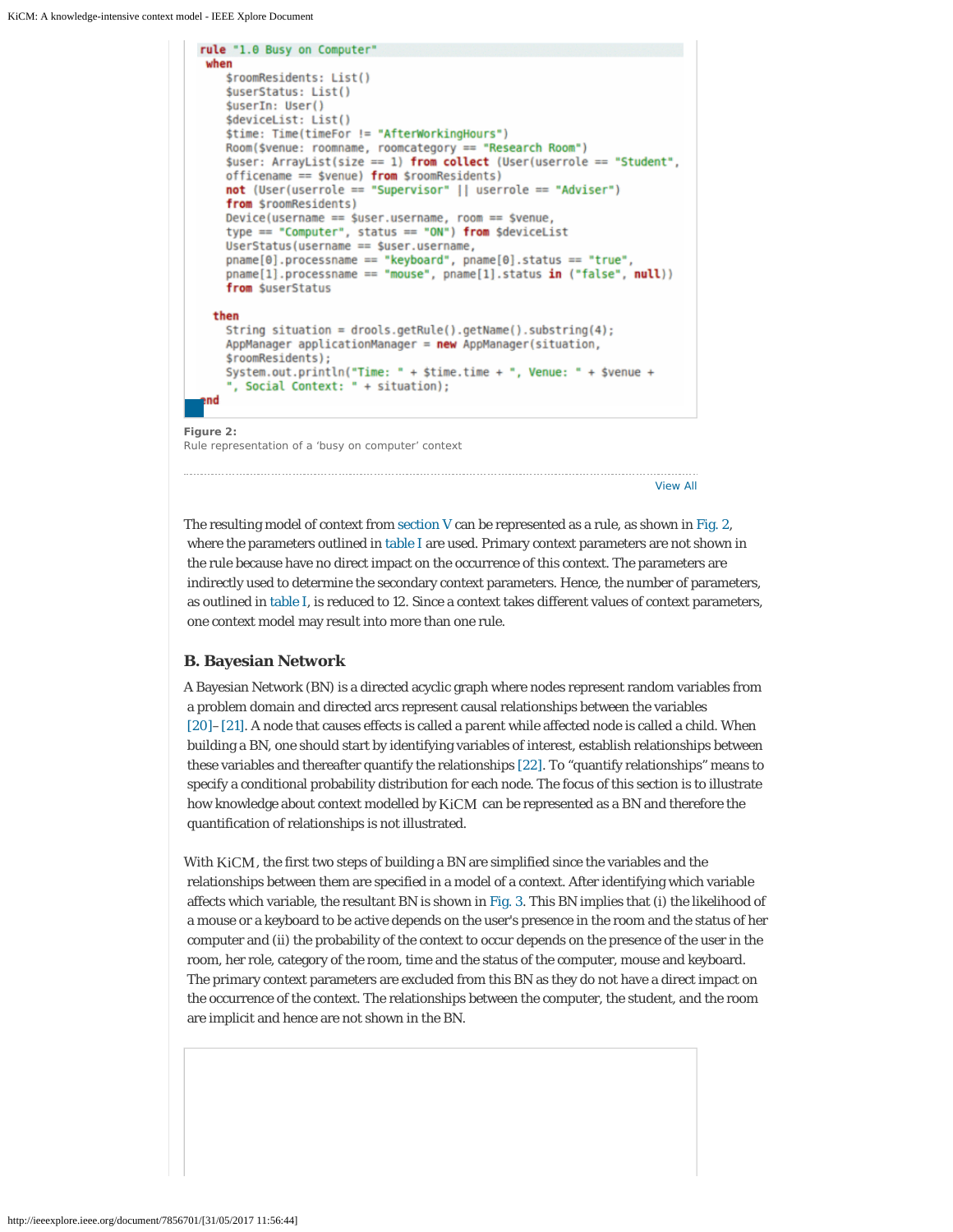```
rule "1.0 Busy on Computer"
 when
    $roomResidents: List()
    $userStatus: List()
    $userIn: User()
    $deviceList: List()
    $time: Time(timeFor != "AfterWorkingHours")
    Room($venue: roomname, roomcategory == "Research Room")
    $user: ArrayList(size == 1) from collect (User(userrole == "Student",
    officename == $venue) from $roomResidents)
    not (User(userrole == "Supervisor" || userrole == "Adviser")
    from $roomResidents)
    Device(username == $user.username, room == $venue,
    type == "Computer", status == "ON") from $deviceList
    UserStatus(username == $user.username,
    pname[0].processname == "keyboard", pname[0].status == "true",
    pname[1].processname == "mouse", pname[1].status in ("false", null))
    from $userStatus

  then
    String situation = drools.getRule().getName().substring(4);
    AppManager applicationManager = new AppManager(situation,
    $roomResidents);
    System.out.println("Time: " + $time.time + ", Venue: " + $venue +
    ", Social Context: " + situation);
end
```

**Figure 2:**
Rule representation of a 'busy on computer' context

View All

The resulting model of context from section V can be represented as a rule, as shown in Fig. 2, where the parameters outlined in table I are used. Primary context parameters are not shown in the rule because have no direct impact on the occurrence of this context. The parameters are indirectly used to determine the secondary context parameters. Hence, the number of parameters, as outlined in table I, is reduced to 12. Since a context takes different values of context parameters, one context model may result into more than one rule.

### B. Bayesian Network

A Bayesian Network (BN) is a directed acyclic graph where nodes represent random variables from a problem domain and directed arcs represent causal relationships between the variables [20]–[21]. A node that causes effects is called a *parent* while affected node is called a child. When building a BN, one should start by identifying variables of interest, establish relationships between these variables and thereafter quantify the relationships [22]. To "quantify relationships" means to specify a conditional probability distribution for each node. The focus of this section is to illustrate how knowledge about context modelled by KiCM can be represented as a BN and therefore the quantification of relationships is not illustrated.

With KiCM, the first two steps of building a BN are simplified since the variables and the relationships between them are specified in a model of a context. After identifying which variable affects which variable, the resultant BN is shown in Fig. 3. This BN implies that (i) the likelihood of a mouse or a keyboard to be active depends on the user's presence in the room and the status of her computer and (ii) the probability of the context to occur depends on the presence of the user in the room, her role, category of the room, time and the status of the computer, mouse and keyboard. The primary context parameters are excluded from this BN as they do not have a direct impact on the occurrence of the context. The relationships between the computer, the student, and the room are implicit and hence are not shown in the BN.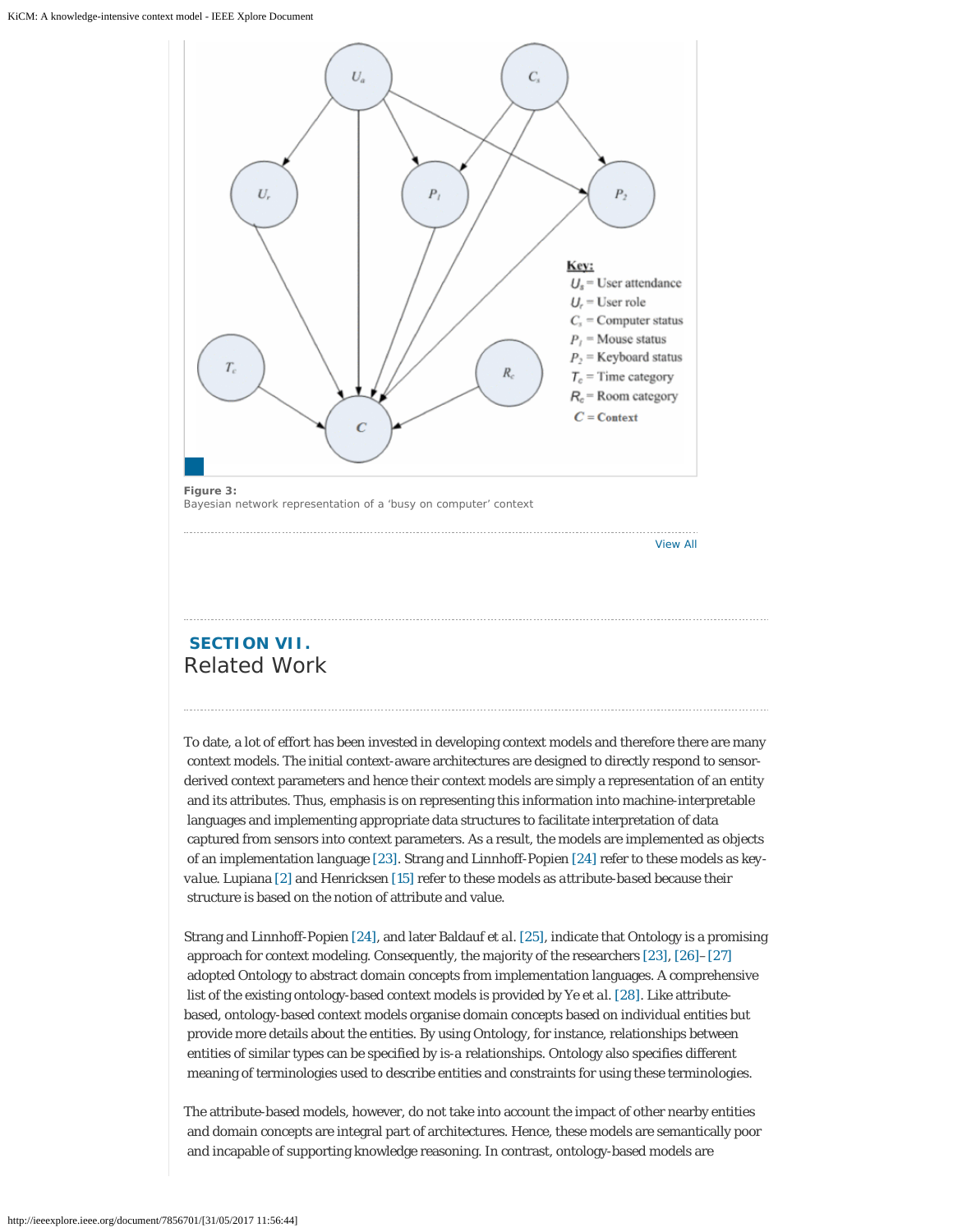Figure 3:
Bayesian network representation of a ‘busy on computer’ context

## SECTION VII. Related Work

To date, a lot of effort has been invested in developing context models and therefore there are many context models. The initial context-aware architectures are designed to directly respond to sensor-derived context parameters and hence their context models are simply a representation of an entity and its attributes. Thus, emphasis is on representing this information into machine-interpretable languages and implementing appropriate data structures to facilitate interpretation of data captured from sensors into context parameters. As a result, the models are implemented as objects of an implementation language [23]. Strang and Linnhoff-Popien [24] refer to these models as key-value. Lupiana [2] and Henricksen [15] refer to these models as attribute-based because their structure is based on the notion of attribute and value.

Strang and Linnhoff-Popien [24], and later Baldauf et al. [25], indicate that Ontology is a promising approach for context modeling. Consequently, the majority of the researchers [23], [26]–[27] adopted Ontology to abstract domain concepts from implementation languages. A comprehensive list of the existing ontology-based context models is provided by Ye et al. [28]. Like attribute-based, ontology-based context models organise domain concepts based on individual entities but provide more details about the entities. By using Ontology, for instance, relationships between entities of similar types can be specified by is-a relationships. Ontology also specifies different meaning of terminologies used to describe entities and constraints for using these terminologies.

The attribute-based models, however, do not take into account the impact of other nearby entities and domain concepts are integral part of architectures. Hence, these models are semantically poor and incapable of supporting knowledge reasoning. In contrast, ontology-based models are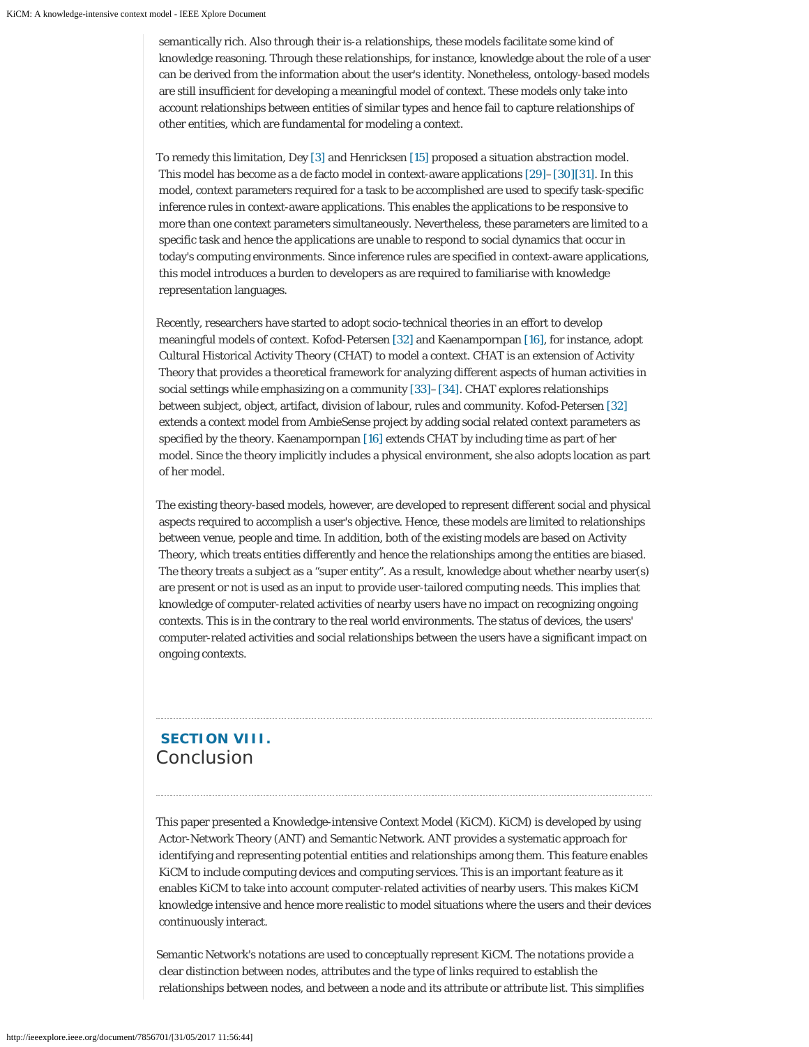semantically rich. Also through their is-a relationships, these models facilitate some kind of knowledge reasoning. Through these relationships, for instance, knowledge about the role of a user can be derived from the information about the user's identity. Nonetheless, ontology-based models are still insufficient for developing a meaningful model of context. These models only take into account relationships between entities of similar types and hence fail to capture relationships of other entities, which are fundamental for modeling a context.

To remedy this limitation, Dey [3] and Henricksen [15] proposed a situation abstraction model. This model has become as a de facto model in context-aware applications [29]–[30][31]. In this model, context parameters required for a task to be accomplished are used to specify task-specific inference rules in context-aware applications. This enables the applications to be responsive to more than one context parameters simultaneously. Nevertheless, these parameters are limited to a specific task and hence the applications are unable to respond to social dynamics that occur in today's computing environments. Since inference rules are specified in context-aware applications, this model introduces a burden to developers as are required to familiarise with knowledge representation languages.

Recently, researchers have started to adopt socio-technical theories in an effort to develop meaningful models of context. Kofod-Petersen [32] and Kaenampornpan [16], for instance, adopt Cultural Historical Activity Theory (CHAT) to model a context. CHAT is an extension of Activity Theory that provides a theoretical framework for analyzing different aspects of human activities in social settings while emphasizing on a community [33]–[34]. CHAT explores relationships between subject, object, artifact, division of labour, rules and community. Kofod-Petersen [32] extends a context model from AmbieSense project by adding social related context parameters as specified by the theory. Kaenampornpan [16] extends CHAT by including time as part of her model. Since the theory implicitly includes a physical environment, she also adopts location as part of her model.

The existing theory-based models, however, are developed to represent different social and physical aspects required to accomplish a user's objective. Hence, these models are limited to relationships between venue, people and time. In addition, both of the existing models are based on Activity Theory, which treats entities differently and hence the relationships among the entities are biased. The theory treats a subject as a "super entity". As a result, knowledge about whether nearby user(s) are present or not is used as an input to provide user-tailored computing needs. This implies that knowledge of computer-related activities of nearby users have no impact on recognizing ongoing contexts. This is in the contrary to the real world environments. The status of devices, the users' computer-related activities and social relationships between the users have a significant impact on ongoing contexts.

## SECTION VIII. Conclusion

This paper presented a Knowledge-intensive Context Model (KiCM). KiCM) is developed by using Actor-Network Theory (ANT) and Semantic Network. ANT provides a systematic approach for identifying and representing potential entities and relationships among them. This feature enables KiCM to include computing devices and computing services. This is an important feature as it enables KiCM to take into account computer-related activities of nearby users. This makes KiCM knowledge intensive and hence more realistic to model situations where the users and their devices continuously interact.

Semantic Network's notations are used to conceptually represent KiCM. The notations provide a clear distinction between nodes, attributes and the type of links required to establish the relationships between nodes, and between a node and its attribute or attribute list. This simplifies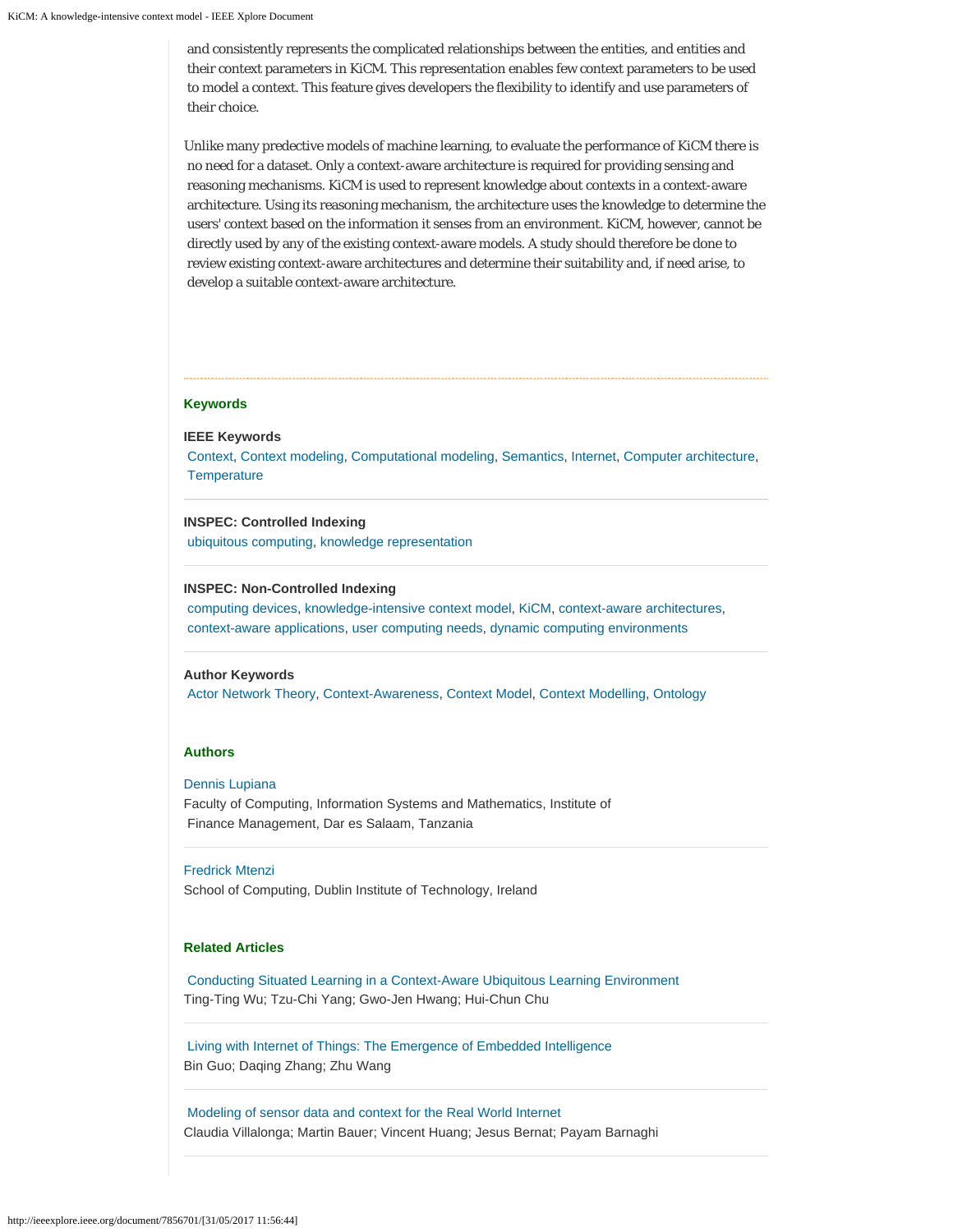and consistently represents the complicated relationships between the entities, and entities and their context parameters in KiCM. This representation enables few context parameters to be used to model a context. This feature gives developers the flexibility to identify and use parameters of their choice.

Unlike many predective models of machine learning, to evaluate the performance of KiCM there is no need for a dataset. Only a context-aware architecture is required for providing sensing and reasoning mechanisms. KiCM is used to represent knowledge about contexts in a context-aware architecture. Using its reasoning mechanism, the architecture uses the knowledge to determine the users' context based on the information it senses from an environment. KiCM, however, cannot be directly used by any of the existing context-aware models. A study should therefore be done to review existing context-aware architectures and determine their suitability and, if need arise, to develop a suitable context-aware architecture.

## Keywords

**IEEE Keywords**

Context, Context modeling, Computational modeling, Semantics, Internet, Computer architecture, Temperature

**INSPEC: Controlled Indexing**

ubiquitous computing, knowledge representation

**INSPEC: Non-Controlled Indexing**

computing devices, knowledge-intensive context model, KiCM, context-aware architectures, context-aware applications, user computing needs, dynamic computing environments

**Author Keywords**

Actor Network Theory, Context-Awareness, Context Model, Context Modelling, Ontology

## Authors

Dennis Lupiana
Faculty of Computing, Information Systems and Mathematics, Institute of Finance Management, Dar es Salaam, Tanzania

Fredrick Mtenzi
School of Computing, Dublin Institute of Technology, Ireland

## Related Articles

Conducting Situated Learning in a Context-Aware Ubiquitous Learning Environment
Ting-Ting Wu; Tzu-Chi Yang; Gwo-Jen Hwang; Hui-Chun Chu

Living with Internet of Things: The Emergence of Embedded Intelligence
Bin Guo; Daqing Zhang; Zhu Wang

Modeling of sensor data and context for the Real World Internet
Claudia Villalonga; Martin Bauer; Vincent Huang; Jesus Bernat; Payam Barnaghi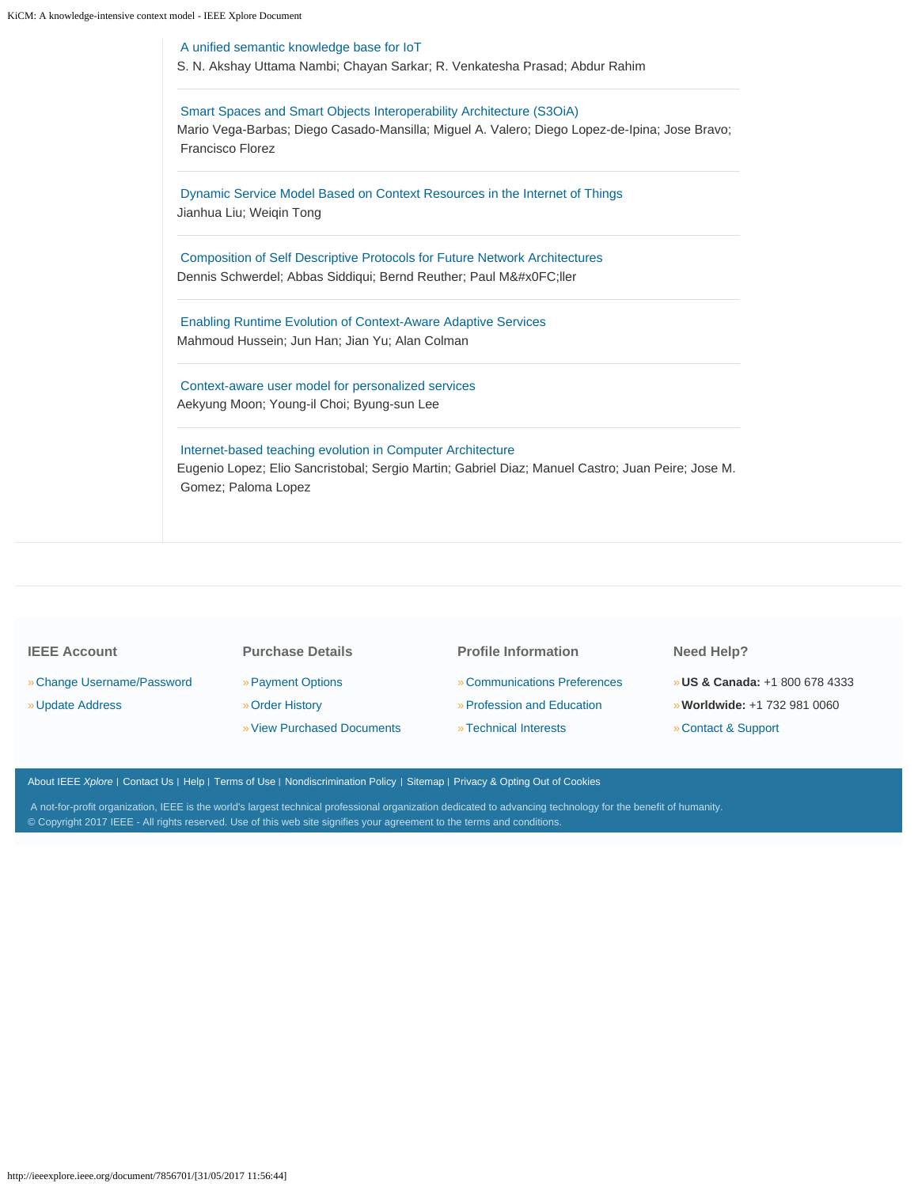A unified semantic knowledge base for IoT
S. N. Akshay Uttama Nambi; Chayan Sarkar; R. Venkatesha Prasad; Abdur Rahim

Smart Spaces and Smart Objects Interoperability Architecture (S3OiA)
Mario Vega-Barbas; Diego Casado-Mansilla; Miguel A. Valero; Diego Lopez-de-Ipina; Jose Bravo; Francisco Florez

Dynamic Service Model Based on Context Resources in the Internet of Things
Jianhua Liu; Weiqin Tong

Composition of Self Descriptive Protocols for Future Network Architectures
Dennis Schwerdel; Abbas Siddiqui; Bernd Reuther; Paul M&#x0FC;ller

Enabling Runtime Evolution of Context-Aware Adaptive Services
Mahmoud Hussein; Jun Han; Jian Yu; Alan Colman

Context-aware user model for personalized services
Aekyung Moon; Young-il Choi; Byung-sun Lee

Internet-based teaching evolution in Computer Architecture
Eugenio Lopez; Elio Sancristobal; Sergio Martin; Gabriel Diaz; Manuel Castro; Juan Peire; Jose M. Gomez; Paloma Lopez

**IEEE Account**

- Change Username/Password
- Update Address

**Purchase Details**

- Payment Options
- Order History
- View Purchased Documents

**Profile Information**

- Communications Preferences
- Profession and Education
- Technical Interests

**Need Help?**

- **US & Canada:** +1 800 678 4333
- **Worldwide:** +1 732 981 0060
- Contact & Support

About IEEE *Xplore* | Contact Us | Help | Terms of Use | Nondiscrimination Policy | Sitemap | Privacy & Opting Out of Cookies

A not-for-profit organization, IEEE is the world's largest technical professional organization dedicated to advancing technology for the benefit of humanity.
© Copyright 2017 IEEE - All rights reserved. Use of this web site signifies your agreement to the terms and conditions.